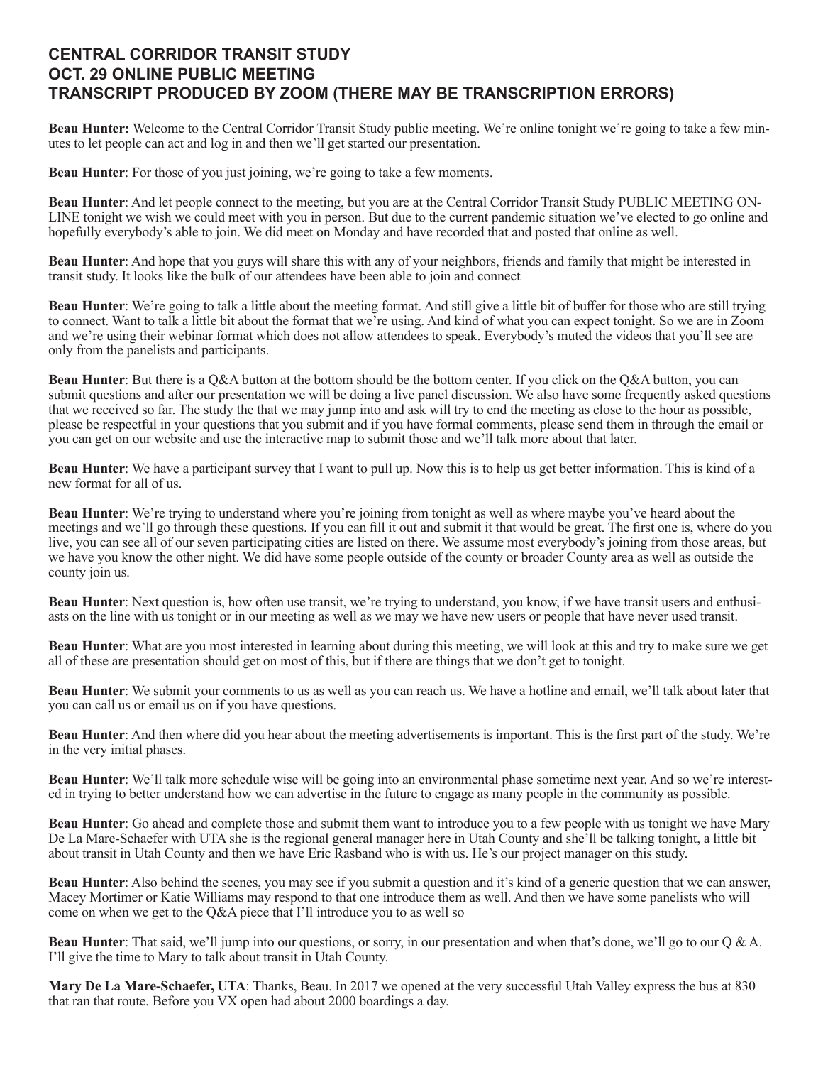## CENTRAL CORRIDOR TRANSIT STUDY
## OCT. 29 ONLINE PUBLIC MEETING
## TRANSCRIPT PRODUCED BY ZOOM (THERE MAY BE TRANSCRIPTION ERRORS)

**Beau Hunter:** Welcome to the Central Corridor Transit Study public meeting. We're online tonight we're going to take a few minutes to let people can act and log in and then we'll get started our presentation.

**Beau Hunter**: For those of you just joining, we're going to take a few moments.

**Beau Hunter**: And let people connect to the meeting, but you are at the Central Corridor Transit Study PUBLIC MEETING ONLINE tonight we wish we could meet with you in person. But due to the current pandemic situation we've elected to go online and hopefully everybody's able to join. We did meet on Monday and have recorded that and posted that online as well.

**Beau Hunter**: And hope that you guys will share this with any of your neighbors, friends and family that might be interested in transit study. It looks like the bulk of our attendees have been able to join and connect

**Beau Hunter**: We're going to talk a little about the meeting format. And still give a little bit of buffer for those who are still trying to connect. Want to talk a little bit about the format that we're using. And kind of what you can expect tonight. So we are in Zoom and we're using their webinar format which does not allow attendees to speak. Everybody's muted the videos that you'll see are only from the panelists and participants.

**Beau Hunter**: But there is a Q&A button at the bottom should be the bottom center. If you click on the Q&A button, you can submit questions and after our presentation we will be doing a live panel discussion. We also have some frequently asked questions that we received so far. The study the that we may jump into and ask will try to end the meeting as close to the hour as possible, please be respectful in your questions that you submit and if you have formal comments, please send them in through the email or you can get on our website and use the interactive map to submit those and we'll talk more about that later.

**Beau Hunter**: We have a participant survey that I want to pull up. Now this is to help us get better information. This is kind of a new format for all of us.

**Beau Hunter**: We're trying to understand where you're joining from tonight as well as where maybe you've heard about the meetings and we'll go through these questions. If you can fill it out and submit it that would be great. The first one is, where do you live, you can see all of our seven participating cities are listed on there. We assume most everybody's joining from those areas, but we have you know the other night. We did have some people outside of the county or broader County area as well as outside the county join us.

**Beau Hunter**: Next question is, how often use transit, we're trying to understand, you know, if we have transit users and enthusiasts on the line with us tonight or in our meeting as well as we may we have new users or people that have never used transit.

**Beau Hunter**: What are you most interested in learning about during this meeting, we will look at this and try to make sure we get all of these are presentation should get on most of this, but if there are things that we don't get to tonight.

**Beau Hunter**: We submit your comments to us as well as you can reach us. We have a hotline and email, we'll talk about later that you can call us or email us on if you have questions.

**Beau Hunter**: And then where did you hear about the meeting advertisements is important. This is the first part of the study. We're in the very initial phases.

**Beau Hunter**: We'll talk more schedule wise will be going into an environmental phase sometime next year. And so we're interested in trying to better understand how we can advertise in the future to engage as many people in the community as possible.

**Beau Hunter**: Go ahead and complete those and submit them want to introduce you to a few people with us tonight we have Mary De La Mare-Schaefer with UTA she is the regional general manager here in Utah County and she'll be talking tonight, a little bit about transit in Utah County and then we have Eric Rasband who is with us. He's our project manager on this study.

**Beau Hunter**: Also behind the scenes, you may see if you submit a question and it's kind of a generic question that we can answer, Macey Mortimer or Katie Williams may respond to that one introduce them as well. And then we have some panelists who will come on when we get to the Q&A piece that I'll introduce you to as well so

**Beau Hunter**: That said, we'll jump into our questions, or sorry, in our presentation and when that's done, we'll go to our Q & A. I'll give the time to Mary to talk about transit in Utah County.

**Mary De La Mare-Schaefer, UTA**: Thanks, Beau. In 2017 we opened at the very successful Utah Valley express the bus at 830 that ran that route. Before you VX open had about 2000 boardings a day.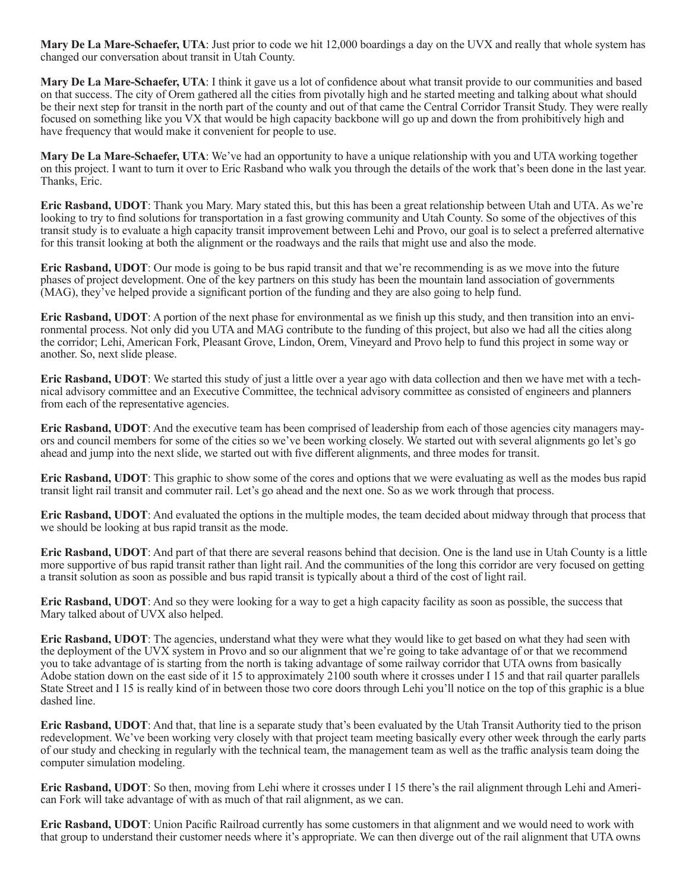**Mary De La Mare-Schaefer, UTA**: Just prior to code we hit 12,000 boardings a day on the UVX and really that whole system has changed our conversation about transit in Utah County.

**Mary De La Mare-Schaefer, UTA**: I think it gave us a lot of confidence about what transit provide to our communities and based on that success. The city of Orem gathered all the cities from pivotally high and he started meeting and talking about what should be their next step for transit in the north part of the county and out of that came the Central Corridor Transit Study. They were really focused on something like you VX that would be high capacity backbone will go up and down the from prohibitively high and have frequency that would make it convenient for people to use.

**Mary De La Mare-Schaefer, UTA**: We've had an opportunity to have a unique relationship with you and UTA working together on this project. I want to turn it over to Eric Rasband who walk you through the details of the work that's been done in the last year. Thanks, Eric.

**Eric Rasband, UDOT**: Thank you Mary. Mary stated this, but this has been a great relationship between Utah and UTA. As we're looking to try to find solutions for transportation in a fast growing community and Utah County. So some of the objectives of this transit study is to evaluate a high capacity transit improvement between Lehi and Provo, our goal is to select a preferred alternative for this transit looking at both the alignment or the roadways and the rails that might use and also the mode.

**Eric Rasband, UDOT**: Our mode is going to be bus rapid transit and that we're recommending is as we move into the future phases of project development. One of the key partners on this study has been the mountain land association of governments (MAG), they've helped provide a significant portion of the funding and they are also going to help fund.

**Eric Rasband, UDOT**: A portion of the next phase for environmental as we finish up this study, and then transition into an environmental process. Not only did you UTA and MAG contribute to the funding of this project, but also we had all the cities along the corridor; Lehi, American Fork, Pleasant Grove, Lindon, Orem, Vineyard and Provo help to fund this project in some way or another. So, next slide please.

**Eric Rasband, UDOT**: We started this study of just a little over a year ago with data collection and then we have met with a technical advisory committee and an Executive Committee, the technical advisory committee as consisted of engineers and planners from each of the representative agencies.

**Eric Rasband, UDOT**: And the executive team has been comprised of leadership from each of those agencies city managers mayors and council members for some of the cities so we've been working closely. We started out with several alignments go let's go ahead and jump into the next slide, we started out with five different alignments, and three modes for transit.

**Eric Rasband, UDOT**: This graphic to show some of the cores and options that we were evaluating as well as the modes bus rapid transit light rail transit and commuter rail. Let's go ahead and the next one. So as we work through that process.

**Eric Rasband, UDOT**: And evaluated the options in the multiple modes, the team decided about midway through that process that we should be looking at bus rapid transit as the mode.

**Eric Rasband, UDOT**: And part of that there are several reasons behind that decision. One is the land use in Utah County is a little more supportive of bus rapid transit rather than light rail. And the communities of the long this corridor are very focused on getting a transit solution as soon as possible and bus rapid transit is typically about a third of the cost of light rail.

**Eric Rasband, UDOT**: And so they were looking for a way to get a high capacity facility as soon as possible, the success that Mary talked about of UVX also helped.

**Eric Rasband, UDOT**: The agencies, understand what they were what they would like to get based on what they had seen with the deployment of the UVX system in Provo and so our alignment that we're going to take advantage of or that we recommend you to take advantage of is starting from the north is taking advantage of some railway corridor that UTA owns from basically Adobe station down on the east side of it 15 to approximately 2100 south where it crosses under I 15 and that rail quarter parallels State Street and I 15 is really kind of in between those two core doors through Lehi you'll notice on the top of this graphic is a blue dashed line.

**Eric Rasband, UDOT**: And that, that line is a separate study that's been evaluated by the Utah Transit Authority tied to the prison redevelopment. We've been working very closely with that project team meeting basically every other week through the early parts of our study and checking in regularly with the technical team, the management team as well as the traffic analysis team doing the computer simulation modeling.

**Eric Rasband, UDOT**: So then, moving from Lehi where it crosses under I 15 there's the rail alignment through Lehi and American Fork will take advantage of with as much of that rail alignment, as we can.

**Eric Rasband, UDOT**: Union Pacific Railroad currently has some customers in that alignment and we would need to work with that group to understand their customer needs where it's appropriate. We can then diverge out of the rail alignment that UTA owns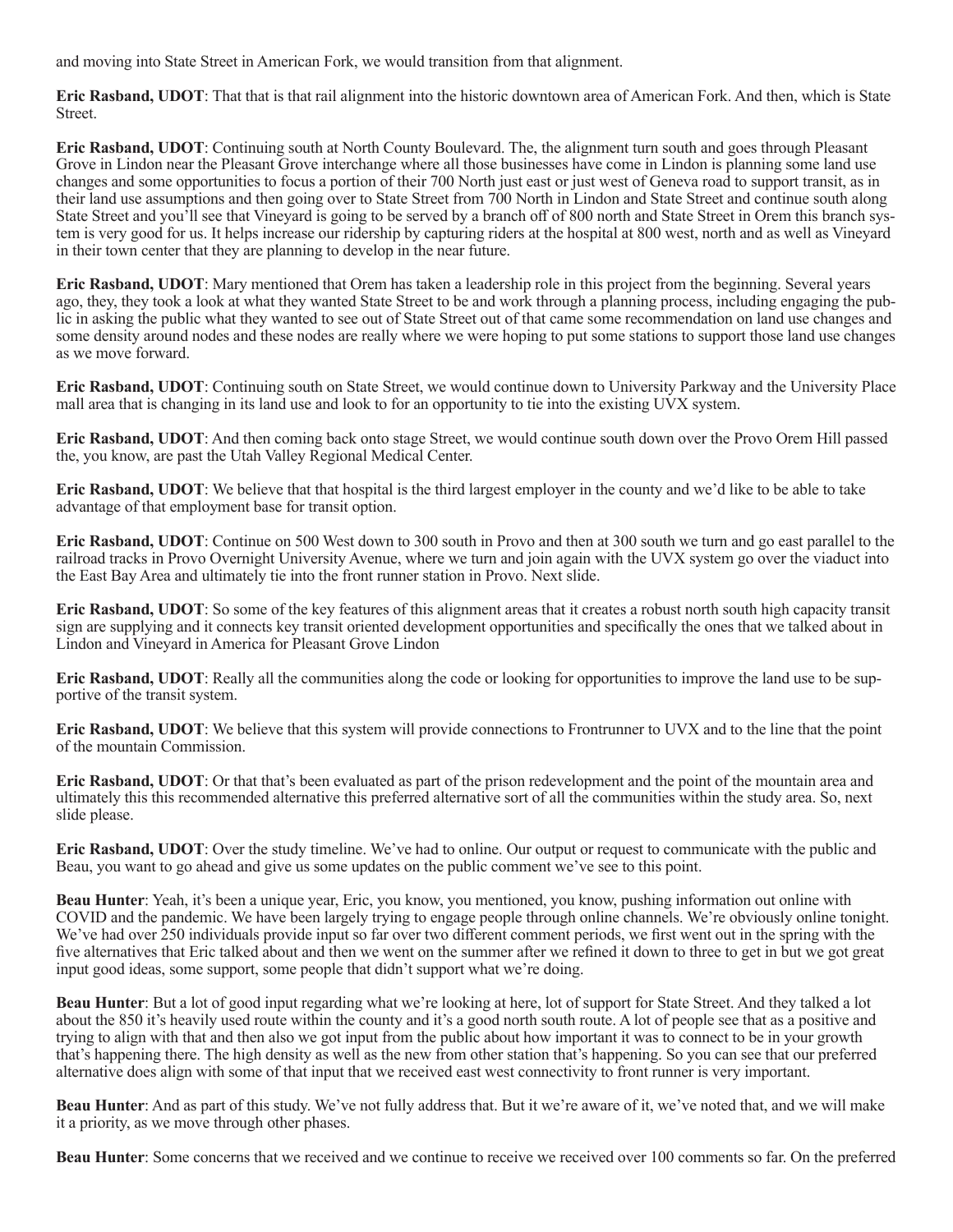and moving into State Street in American Fork, we would transition from that alignment.

**Eric Rasband, UDOT**: That that is that rail alignment into the historic downtown area of American Fork. And then, which is State Street.

**Eric Rasband, UDOT**: Continuing south at North County Boulevard. The, the alignment turn south and goes through Pleasant Grove in Lindon near the Pleasant Grove interchange where all those businesses have come in Lindon is planning some land use changes and some opportunities to focus a portion of their 700 North just east or just west of Geneva road to support transit, as in their land use assumptions and then going over to State Street from 700 North in Lindon and State Street and continue south along State Street and you'll see that Vineyard is going to be served by a branch off of 800 north and State Street in Orem this branch system is very good for us. It helps increase our ridership by capturing riders at the hospital at 800 west, north and as well as Vineyard in their town center that they are planning to develop in the near future.

**Eric Rasband, UDOT**: Mary mentioned that Orem has taken a leadership role in this project from the beginning. Several years ago, they, they took a look at what they wanted State Street to be and work through a planning process, including engaging the public in asking the public what they wanted to see out of State Street out of that came some recommendation on land use changes and some density around nodes and these nodes are really where we were hoping to put some stations to support those land use changes as we move forward.

**Eric Rasband, UDOT**: Continuing south on State Street, we would continue down to University Parkway and the University Place mall area that is changing in its land use and look to for an opportunity to tie into the existing UVX system.

**Eric Rasband, UDOT**: And then coming back onto stage Street, we would continue south down over the Provo Orem Hill passed the, you know, are past the Utah Valley Regional Medical Center.

**Eric Rasband, UDOT**: We believe that that hospital is the third largest employer in the county and we'd like to be able to take advantage of that employment base for transit option.

**Eric Rasband, UDOT**: Continue on 500 West down to 300 south in Provo and then at 300 south we turn and go east parallel to the railroad tracks in Provo Overnight University Avenue, where we turn and join again with the UVX system go over the viaduct into the East Bay Area and ultimately tie into the front runner station in Provo. Next slide.

**Eric Rasband, UDOT**: So some of the key features of this alignment areas that it creates a robust north south high capacity transit sign are supplying and it connects key transit oriented development opportunities and specifically the ones that we talked about in Lindon and Vineyard in America for Pleasant Grove Lindon

**Eric Rasband, UDOT**: Really all the communities along the code or looking for opportunities to improve the land use to be supportive of the transit system.

**Eric Rasband, UDOT**: We believe that this system will provide connections to Frontrunner to UVX and to the line that the point of the mountain Commission.

**Eric Rasband, UDOT**: Or that that's been evaluated as part of the prison redevelopment and the point of the mountain area and ultimately this this recommended alternative this preferred alternative sort of all the communities within the study area. So, next slide please.

**Eric Rasband, UDOT**: Over the study timeline. We've had to online. Our output or request to communicate with the public and Beau, you want to go ahead and give us some updates on the public comment we've see to this point.

**Beau Hunter**: Yeah, it's been a unique year, Eric, you know, you mentioned, you know, pushing information out online with COVID and the pandemic. We have been largely trying to engage people through online channels. We're obviously online tonight. We've had over 250 individuals provide input so far over two different comment periods, we first went out in the spring with the five alternatives that Eric talked about and then we went on the summer after we refined it down to three to get in but we got great input good ideas, some support, some people that didn't support what we're doing.

**Beau Hunter**: But a lot of good input regarding what we're looking at here, lot of support for State Street. And they talked a lot about the 850 it's heavily used route within the county and it's a good north south route. A lot of people see that as a positive and trying to align with that and then also we got input from the public about how important it was to connect to be in your growth that's happening there. The high density as well as the new from other station that's happening. So you can see that our preferred alternative does align with some of that input that we received east west connectivity to front runner is very important.

**Beau Hunter**: And as part of this study. We've not fully address that. But it we're aware of it, we've noted that, and we will make it a priority, as we move through other phases.

**Beau Hunter**: Some concerns that we received and we continue to receive we received over 100 comments so far. On the preferred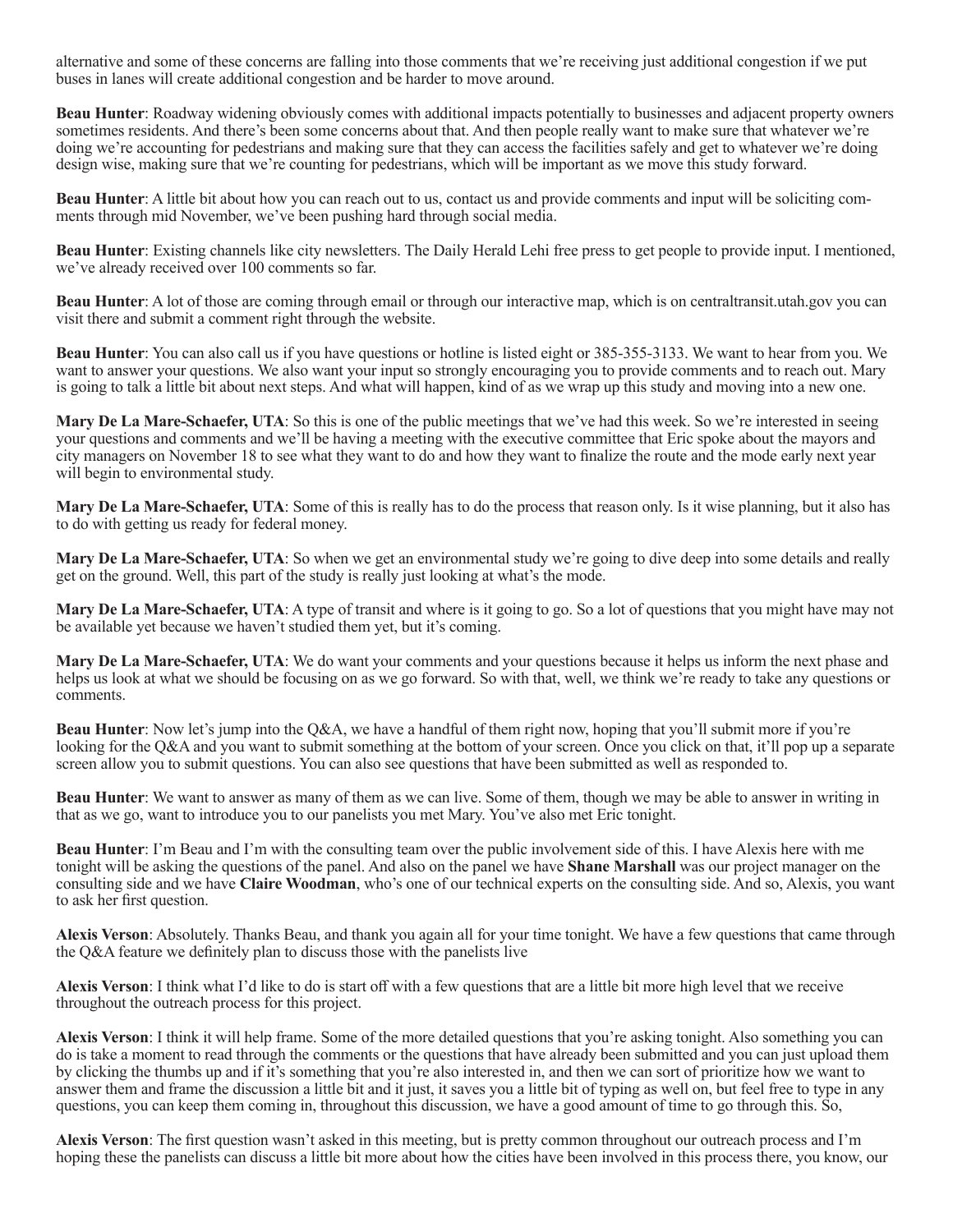alternative and some of these concerns are falling into those comments that we're receiving just additional congestion if we put buses in lanes will create additional congestion and be harder to move around.

**Beau Hunter**: Roadway widening obviously comes with additional impacts potentially to businesses and adjacent property owners sometimes residents. And there's been some concerns about that. And then people really want to make sure that whatever we're doing we're accounting for pedestrians and making sure that they can access the facilities safely and get to whatever we're doing design wise, making sure that we're counting for pedestrians, which will be important as we move this study forward.

**Beau Hunter**: A little bit about how you can reach out to us, contact us and provide comments and input will be soliciting comments through mid November, we've been pushing hard through social media.

**Beau Hunter**: Existing channels like city newsletters. The Daily Herald Lehi free press to get people to provide input. I mentioned, we've already received over 100 comments so far.

**Beau Hunter**: A lot of those are coming through email or through our interactive map, which is on centraltransit.utah.gov you can visit there and submit a comment right through the website.

**Beau Hunter**: You can also call us if you have questions or hotline is listed eight or 385-355-3133. We want to hear from you. We want to answer your questions. We also want your input so strongly encouraging you to provide comments and to reach out. Mary is going to talk a little bit about next steps. And what will happen, kind of as we wrap up this study and moving into a new one.

**Mary De La Mare-Schaefer, UTA**: So this is one of the public meetings that we've had this week. So we're interested in seeing your questions and comments and we'll be having a meeting with the executive committee that Eric spoke about the mayors and city managers on November 18 to see what they want to do and how they want to finalize the route and the mode early next year will begin to environmental study.

**Mary De La Mare-Schaefer, UTA**: Some of this is really has to do the process that reason only. Is it wise planning, but it also has to do with getting us ready for federal money.

**Mary De La Mare-Schaefer, UTA**: So when we get an environmental study we're going to dive deep into some details and really get on the ground. Well, this part of the study is really just looking at what's the mode.

**Mary De La Mare-Schaefer, UTA**: A type of transit and where is it going to go. So a lot of questions that you might have may not be available yet because we haven't studied them yet, but it's coming.

**Mary De La Mare-Schaefer, UTA**: We do want your comments and your questions because it helps us inform the next phase and helps us look at what we should be focusing on as we go forward. So with that, well, we think we're ready to take any questions or comments.

**Beau Hunter**: Now let's jump into the Q&A, we have a handful of them right now, hoping that you'll submit more if you're looking for the Q&A and you want to submit something at the bottom of your screen. Once you click on that, it'll pop up a separate screen allow you to submit questions. You can also see questions that have been submitted as well as responded to.

**Beau Hunter**: We want to answer as many of them as we can live. Some of them, though we may be able to answer in writing in that as we go, want to introduce you to our panelists you met Mary. You've also met Eric tonight.

**Beau Hunter**: I'm Beau and I'm with the consulting team over the public involvement side of this. I have Alexis here with me tonight will be asking the questions of the panel. And also on the panel we have **Shane Marshall** was our project manager on the consulting side and we have **Claire Woodman**, who's one of our technical experts on the consulting side. And so, Alexis, you want to ask her first question.

**Alexis Verson**: Absolutely. Thanks Beau, and thank you again all for your time tonight. We have a few questions that came through the Q&A feature we definitely plan to discuss those with the panelists live

**Alexis Verson**: I think what I'd like to do is start off with a few questions that are a little bit more high level that we receive throughout the outreach process for this project.

**Alexis Verson**: I think it will help frame. Some of the more detailed questions that you're asking tonight. Also something you can do is take a moment to read through the comments or the questions that have already been submitted and you can just upload them by clicking the thumbs up and if it's something that you're also interested in, and then we can sort of prioritize how we want to answer them and frame the discussion a little bit and it just, it saves you a little bit of typing as well on, but feel free to type in any questions, you can keep them coming in, throughout this discussion, we have a good amount of time to go through this. So,

**Alexis Verson**: The first question wasn't asked in this meeting, but is pretty common throughout our outreach process and I'm hoping these the panelists can discuss a little bit more about how the cities have been involved in this process there, you know, our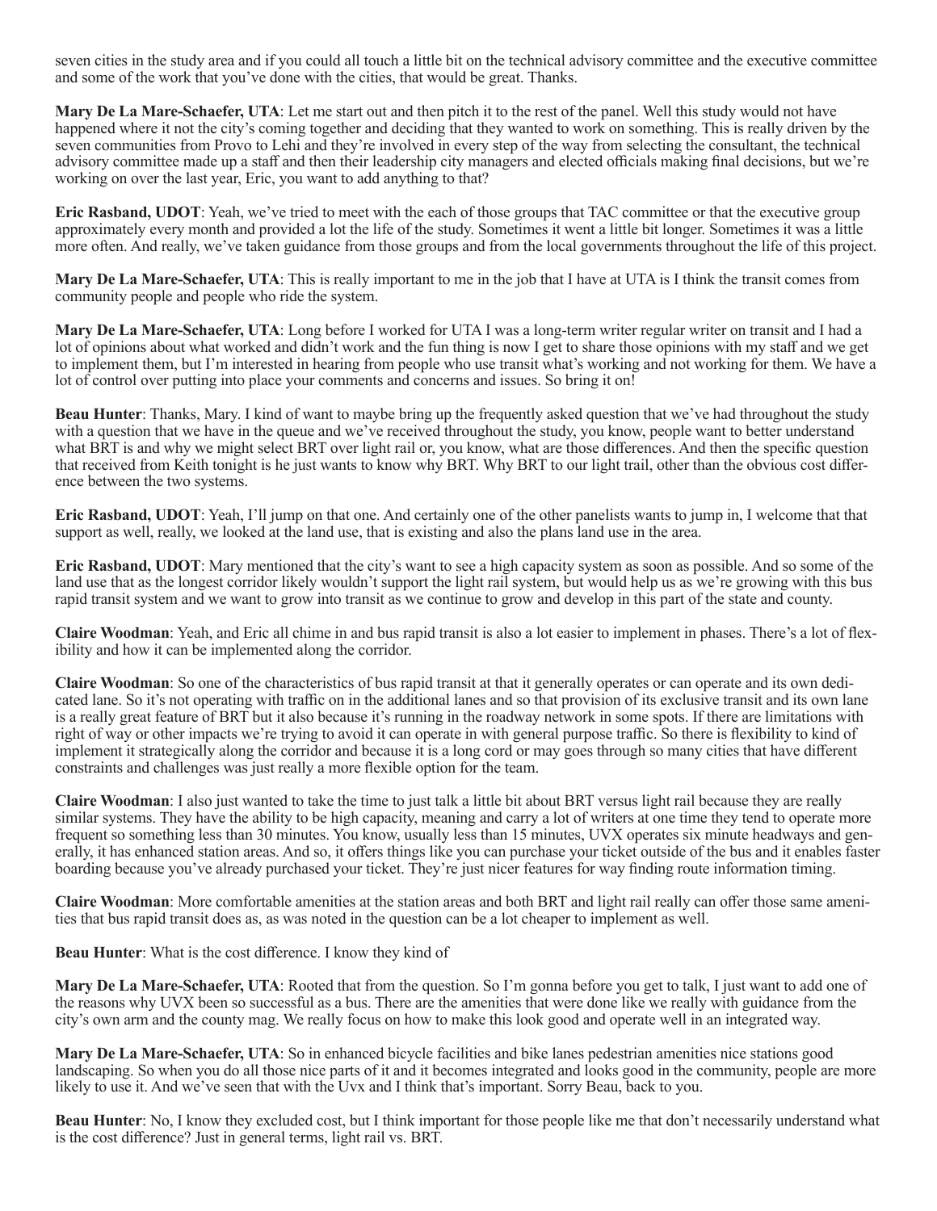seven cities in the study area and if you could all touch a little bit on the technical advisory committee and the executive committee and some of the work that you've done with the cities, that would be great. Thanks.

**Mary De La Mare-Schaefer, UTA**: Let me start out and then pitch it to the rest of the panel. Well this study would not have happened where it not the city's coming together and deciding that they wanted to work on something. This is really driven by the seven communities from Provo to Lehi and they're involved in every step of the way from selecting the consultant, the technical advisory committee made up a staff and then their leadership city managers and elected officials making final decisions, but we're working on over the last year, Eric, you want to add anything to that?

**Eric Rasband, UDOT**: Yeah, we've tried to meet with the each of those groups that TAC committee or that the executive group approximately every month and provided a lot the life of the study. Sometimes it went a little bit longer. Sometimes it was a little more often. And really, we've taken guidance from those groups and from the local governments throughout the life of this project.

**Mary De La Mare-Schaefer, UTA**: This is really important to me in the job that I have at UTA is I think the transit comes from community people and people who ride the system.

**Mary De La Mare-Schaefer, UTA**: Long before I worked for UTA I was a long-term writer regular writer on transit and I had a lot of opinions about what worked and didn't work and the fun thing is now I get to share those opinions with my staff and we get to implement them, but I'm interested in hearing from people who use transit what's working and not working for them. We have a lot of control over putting into place your comments and concerns and issues. So bring it on!

**Beau Hunter**: Thanks, Mary. I kind of want to maybe bring up the frequently asked question that we've had throughout the study with a question that we have in the queue and we've received throughout the study, you know, people want to better understand what BRT is and why we might select BRT over light rail or, you know, what are those differences. And then the specific question that received from Keith tonight is he just wants to know why BRT. Why BRT to our light trail, other than the obvious cost difference between the two systems.

**Eric Rasband, UDOT**: Yeah, I'll jump on that one. And certainly one of the other panelists wants to jump in, I welcome that that support as well, really, we looked at the land use, that is existing and also the plans land use in the area.

**Eric Rasband, UDOT**: Mary mentioned that the city's want to see a high capacity system as soon as possible. And so some of the land use that as the longest corridor likely wouldn't support the light rail system, but would help us as we're growing with this bus rapid transit system and we want to grow into transit as we continue to grow and develop in this part of the state and county.

**Claire Woodman**: Yeah, and Eric all chime in and bus rapid transit is also a lot easier to implement in phases. There's a lot of flexibility and how it can be implemented along the corridor.

**Claire Woodman**: So one of the characteristics of bus rapid transit at that it generally operates or can operate and its own dedicated lane. So it's not operating with traffic on in the additional lanes and so that provision of its exclusive transit and its own lane is a really great feature of BRT but it also because it's running in the roadway network in some spots. If there are limitations with right of way or other impacts we're trying to avoid it can operate in with general purpose traffic. So there is flexibility to kind of implement it strategically along the corridor and because it is a long cord or may goes through so many cities that have different constraints and challenges was just really a more flexible option for the team.

**Claire Woodman**: I also just wanted to take the time to just talk a little bit about BRT versus light rail because they are really similar systems. They have the ability to be high capacity, meaning and carry a lot of writers at one time they tend to operate more frequent so something less than 30 minutes. You know, usually less than 15 minutes, UVX operates six minute headways and generally, it has enhanced station areas. And so, it offers things like you can purchase your ticket outside of the bus and it enables faster boarding because you've already purchased your ticket. They're just nicer features for way finding route information timing.

**Claire Woodman**: More comfortable amenities at the station areas and both BRT and light rail really can offer those same amenities that bus rapid transit does as, as was noted in the question can be a lot cheaper to implement as well.

**Beau Hunter**: What is the cost difference. I know they kind of

**Mary De La Mare-Schaefer, UTA**: Rooted that from the question. So I'm gonna before you get to talk, I just want to add one of the reasons why UVX been so successful as a bus. There are the amenities that were done like we really with guidance from the city's own arm and the county mag. We really focus on how to make this look good and operate well in an integrated way.

**Mary De La Mare-Schaefer, UTA**: So in enhanced bicycle facilities and bike lanes pedestrian amenities nice stations good landscaping. So when you do all those nice parts of it and it becomes integrated and looks good in the community, people are more likely to use it. And we've seen that with the Uvx and I think that's important. Sorry Beau, back to you.

**Beau Hunter**: No, I know they excluded cost, but I think important for those people like me that don't necessarily understand what is the cost difference? Just in general terms, light rail vs. BRT.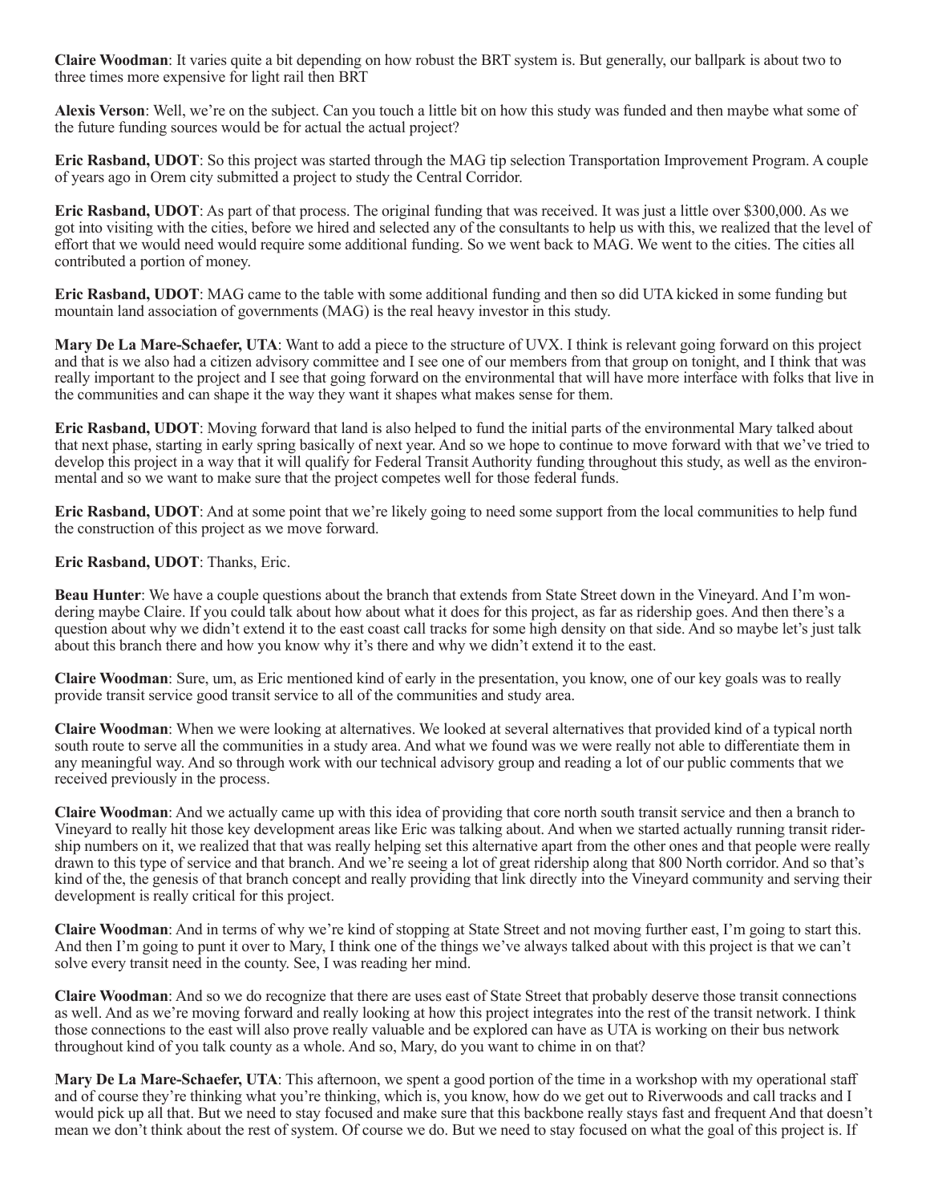**Claire Woodman**: It varies quite a bit depending on how robust the BRT system is. But generally, our ballpark is about two to three times more expensive for light rail then BRT

**Alexis Verson**: Well, we're on the subject. Can you touch a little bit on how this study was funded and then maybe what some of the future funding sources would be for actual the actual project?

**Eric Rasband, UDOT**: So this project was started through the MAG tip selection Transportation Improvement Program. A couple of years ago in Orem city submitted a project to study the Central Corridor.

**Eric Rasband, UDOT**: As part of that process. The original funding that was received. It was just a little over $300,000. As we got into visiting with the cities, before we hired and selected any of the consultants to help us with this, we realized that the level of effort that we would need would require some additional funding. So we went back to MAG. We went to the cities. The cities all contributed a portion of money.

**Eric Rasband, UDOT**: MAG came to the table with some additional funding and then so did UTA kicked in some funding but mountain land association of governments (MAG) is the real heavy investor in this study.

**Mary De La Mare-Schaefer, UTA**: Want to add a piece to the structure of UVX. I think is relevant going forward on this project and that is we also had a citizen advisory committee and I see one of our members from that group on tonight, and I think that was really important to the project and I see that going forward on the environmental that will have more interface with folks that live in the communities and can shape it the way they want it shapes what makes sense for them.

**Eric Rasband, UDOT**: Moving forward that land is also helped to fund the initial parts of the environmental Mary talked about that next phase, starting in early spring basically of next year. And so we hope to continue to move forward with that we've tried to develop this project in a way that it will qualify for Federal Transit Authority funding throughout this study, as well as the environmental and so we want to make sure that the project competes well for those federal funds.

**Eric Rasband, UDOT**: And at some point that we're likely going to need some support from the local communities to help fund the construction of this project as we move forward.

**Eric Rasband, UDOT**: Thanks, Eric.

**Beau Hunter**: We have a couple questions about the branch that extends from State Street down in the Vineyard. And I'm wondering maybe Claire. If you could talk about how about what it does for this project, as far as ridership goes. And then there's a question about why we didn't extend it to the east coast call tracks for some high density on that side. And so maybe let's just talk about this branch there and how you know why it's there and why we didn't extend it to the east.

**Claire Woodman**: Sure, um, as Eric mentioned kind of early in the presentation, you know, one of our key goals was to really provide transit service good transit service to all of the communities and study area.

**Claire Woodman**: When we were looking at alternatives. We looked at several alternatives that provided kind of a typical north south route to serve all the communities in a study area. And what we found was we were really not able to differentiate them in any meaningful way. And so through work with our technical advisory group and reading a lot of our public comments that we received previously in the process.

**Claire Woodman**: And we actually came up with this idea of providing that core north south transit service and then a branch to Vineyard to really hit those key development areas like Eric was talking about. And when we started actually running transit ridership numbers on it, we realized that that was really helping set this alternative apart from the other ones and that people were really drawn to this type of service and that branch. And we're seeing a lot of great ridership along that 800 North corridor. And so that's kind of the, the genesis of that branch concept and really providing that link directly into the Vineyard community and serving their development is really critical for this project.

**Claire Woodman**: And in terms of why we're kind of stopping at State Street and not moving further east, I'm going to start this. And then I'm going to punt it over to Mary, I think one of the things we've always talked about with this project is that we can't solve every transit need in the county. See, I was reading her mind.

**Claire Woodman**: And so we do recognize that there are uses east of State Street that probably deserve those transit connections as well. And as we're moving forward and really looking at how this project integrates into the rest of the transit network. I think those connections to the east will also prove really valuable and be explored can have as UTA is working on their bus network throughout kind of you talk county as a whole. And so, Mary, do you want to chime in on that?

**Mary De La Mare-Schaefer, UTA**: This afternoon, we spent a good portion of the time in a workshop with my operational staff and of course they're thinking what you're thinking, which is, you know, how do we get out to Riverwoods and call tracks and I would pick up all that. But we need to stay focused and make sure that this backbone really stays fast and frequent And that doesn't mean we don't think about the rest of system. Of course we do. But we need to stay focused on what the goal of this project is. If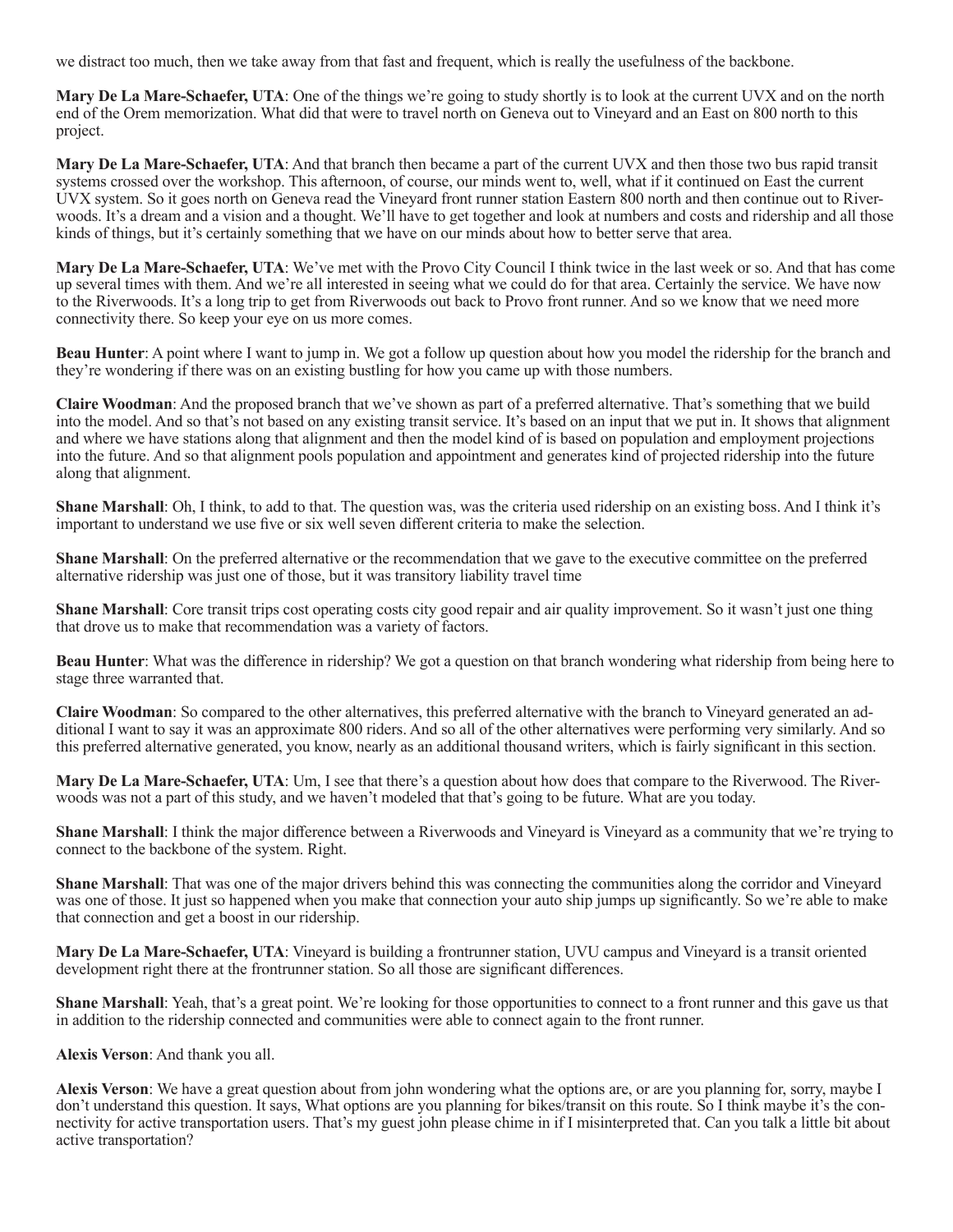we distract too much, then we take away from that fast and frequent, which is really the usefulness of the backbone.

**Mary De La Mare-Schaefer, UTA**: One of the things we're going to study shortly is to look at the current UVX and on the north end of the Orem memorization. What did that were to travel north on Geneva out to Vineyard and an East on 800 north to this project.

**Mary De La Mare-Schaefer, UTA**: And that branch then became a part of the current UVX and then those two bus rapid transit systems crossed over the workshop. This afternoon, of course, our minds went to, well, what if it continued on East the current UVX system. So it goes north on Geneva read the Vineyard front runner station Eastern 800 north and then continue out to Riverwoods. It's a dream and a vision and a thought. We'll have to get together and look at numbers and costs and ridership and all those kinds of things, but it's certainly something that we have on our minds about how to better serve that area.

**Mary De La Mare-Schaefer, UTA**: We've met with the Provo City Council I think twice in the last week or so. And that has come up several times with them. And we're all interested in seeing what we could do for that area. Certainly the service. We have now to the Riverwoods. It's a long trip to get from Riverwoods out back to Provo front runner. And so we know that we need more connectivity there. So keep your eye on us more comes.

**Beau Hunter**: A point where I want to jump in. We got a follow up question about how you model the ridership for the branch and they're wondering if there was on an existing bustling for how you came up with those numbers.

**Claire Woodman**: And the proposed branch that we've shown as part of a preferred alternative. That's something that we build into the model. And so that's not based on any existing transit service. It's based on an input that we put in. It shows that alignment and where we have stations along that alignment and then the model kind of is based on population and employment projections into the future. And so that alignment pools population and appointment and generates kind of projected ridership into the future along that alignment.

**Shane Marshall**: Oh, I think, to add to that. The question was, was the criteria used ridership on an existing boss. And I think it's important to understand we use five or six well seven different criteria to make the selection.

**Shane Marshall**: On the preferred alternative or the recommendation that we gave to the executive committee on the preferred alternative ridership was just one of those, but it was transitory liability travel time

**Shane Marshall**: Core transit trips cost operating costs city good repair and air quality improvement. So it wasn't just one thing that drove us to make that recommendation was a variety of factors.

**Beau Hunter**: What was the difference in ridership? We got a question on that branch wondering what ridership from being here to stage three warranted that.

**Claire Woodman**: So compared to the other alternatives, this preferred alternative with the branch to Vineyard generated an additional I want to say it was an approximate 800 riders. And so all of the other alternatives were performing very similarly. And so this preferred alternative generated, you know, nearly as an additional thousand writers, which is fairly significant in this section.

**Mary De La Mare-Schaefer, UTA**: Um, I see that there's a question about how does that compare to the Riverwood. The Riverwoods was not a part of this study, and we haven't modeled that that's going to be future. What are you today.

**Shane Marshall**: I think the major difference between a Riverwoods and Vineyard is Vineyard as a community that we're trying to connect to the backbone of the system. Right.

**Shane Marshall**: That was one of the major drivers behind this was connecting the communities along the corridor and Vineyard was one of those. It just so happened when you make that connection your auto ship jumps up significantly. So we're able to make that connection and get a boost in our ridership.

**Mary De La Mare-Schaefer, UTA**: Vineyard is building a frontrunner station, UVU campus and Vineyard is a transit oriented development right there at the frontrunner station. So all those are significant differences.

**Shane Marshall**: Yeah, that's a great point. We're looking for those opportunities to connect to a front runner and this gave us that in addition to the ridership connected and communities were able to connect again to the front runner.

**Alexis Verson**: And thank you all.

**Alexis Verson**: We have a great question about from john wondering what the options are, or are you planning for, sorry, maybe I don't understand this question. It says, What options are you planning for bikes/transit on this route. So I think maybe it's the connectivity for active transportation users. That's my guest john please chime in if I misinterpreted that. Can you talk a little bit about active transportation?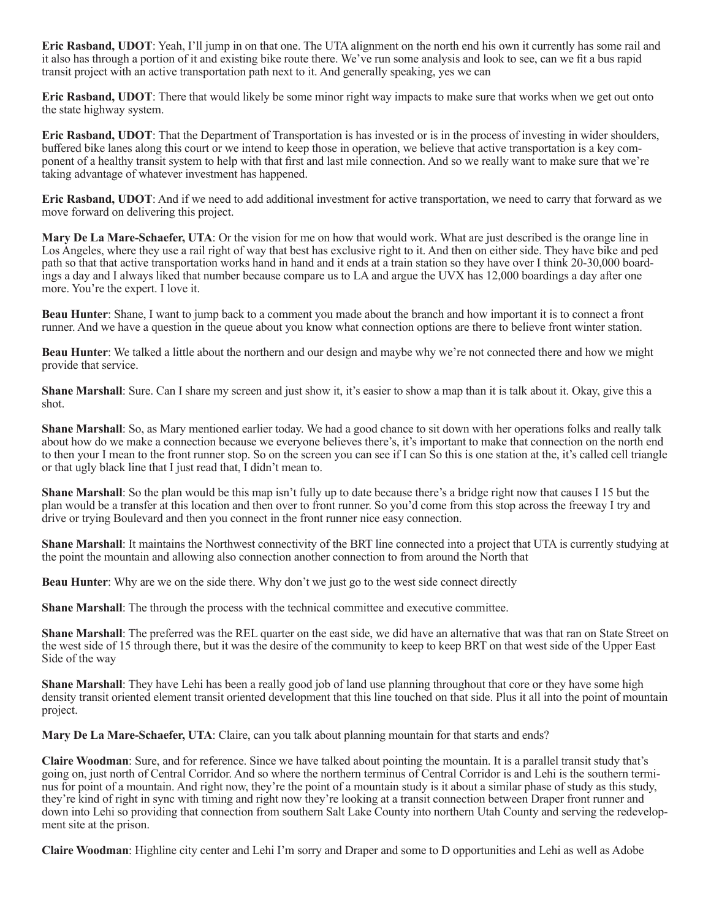**Eric Rasband, UDOT**: Yeah, I'll jump in on that one. The UTA alignment on the north end his own it currently has some rail and it also has through a portion of it and existing bike route there. We've run some analysis and look to see, can we fit a bus rapid transit project with an active transportation path next to it. And generally speaking, yes we can

**Eric Rasband, UDOT**: There that would likely be some minor right way impacts to make sure that works when we get out onto the state highway system.

**Eric Rasband, UDOT**: That the Department of Transportation is has invested or is in the process of investing in wider shoulders, buffered bike lanes along this court or we intend to keep those in operation, we believe that active transportation is a key component of a healthy transit system to help with that first and last mile connection. And so we really want to make sure that we're taking advantage of whatever investment has happened.

**Eric Rasband, UDOT**: And if we need to add additional investment for active transportation, we need to carry that forward as we move forward on delivering this project.

**Mary De La Mare-Schaefer, UTA**: Or the vision for me on how that would work. What are just described is the orange line in Los Angeles, where they use a rail right of way that best has exclusive right to it. And then on either side. They have bike and ped path so that that active transportation works hand in hand and it ends at a train station so they have over I think 20-30,000 boardings a day and I always liked that number because compare us to LA and argue the UVX has 12,000 boardings a day after one more. You're the expert. I love it.

**Beau Hunter**: Shane, I want to jump back to a comment you made about the branch and how important it is to connect a front runner. And we have a question in the queue about you know what connection options are there to believe front winter station.

**Beau Hunter**: We talked a little about the northern and our design and maybe why we're not connected there and how we might provide that service.

**Shane Marshall**: Sure. Can I share my screen and just show it, it's easier to show a map than it is talk about it. Okay, give this a shot.

**Shane Marshall**: So, as Mary mentioned earlier today. We had a good chance to sit down with her operations folks and really talk about how do we make a connection because we everyone believes there's, it's important to make that connection on the north end to then your I mean to the front runner stop. So on the screen you can see if I can So this is one station at the, it's called cell triangle or that ugly black line that I just read that, I didn't mean to.

**Shane Marshall**: So the plan would be this map isn't fully up to date because there's a bridge right now that causes I 15 but the plan would be a transfer at this location and then over to front runner. So you'd come from this stop across the freeway I try and drive or trying Boulevard and then you connect in the front runner nice easy connection.

**Shane Marshall**: It maintains the Northwest connectivity of the BRT line connected into a project that UTA is currently studying at the point the mountain and allowing also connection another connection to from around the North that

**Beau Hunter**: Why are we on the side there. Why don't we just go to the west side connect directly

**Shane Marshall**: The through the process with the technical committee and executive committee.

**Shane Marshall**: The preferred was the REL quarter on the east side, we did have an alternative that was that ran on State Street on the west side of 15 through there, but it was the desire of the community to keep to keep BRT on that west side of the Upper East Side of the way

**Shane Marshall**: They have Lehi has been a really good job of land use planning throughout that core or they have some high density transit oriented element transit oriented development that this line touched on that side. Plus it all into the point of mountain project.

**Mary De La Mare-Schaefer, UTA**: Claire, can you talk about planning mountain for that starts and ends?

**Claire Woodman**: Sure, and for reference. Since we have talked about pointing the mountain. It is a parallel transit study that's going on, just north of Central Corridor. And so where the northern terminus of Central Corridor is and Lehi is the southern terminus for point of a mountain. And right now, they're the point of a mountain study is it about a similar phase of study as this study, they're kind of right in sync with timing and right now they're looking at a transit connection between Draper front runner and down into Lehi so providing that connection from southern Salt Lake County into northern Utah County and serving the redevelopment site at the prison.

**Claire Woodman**: Highline city center and Lehi I'm sorry and Draper and some to D opportunities and Lehi as well as Adobe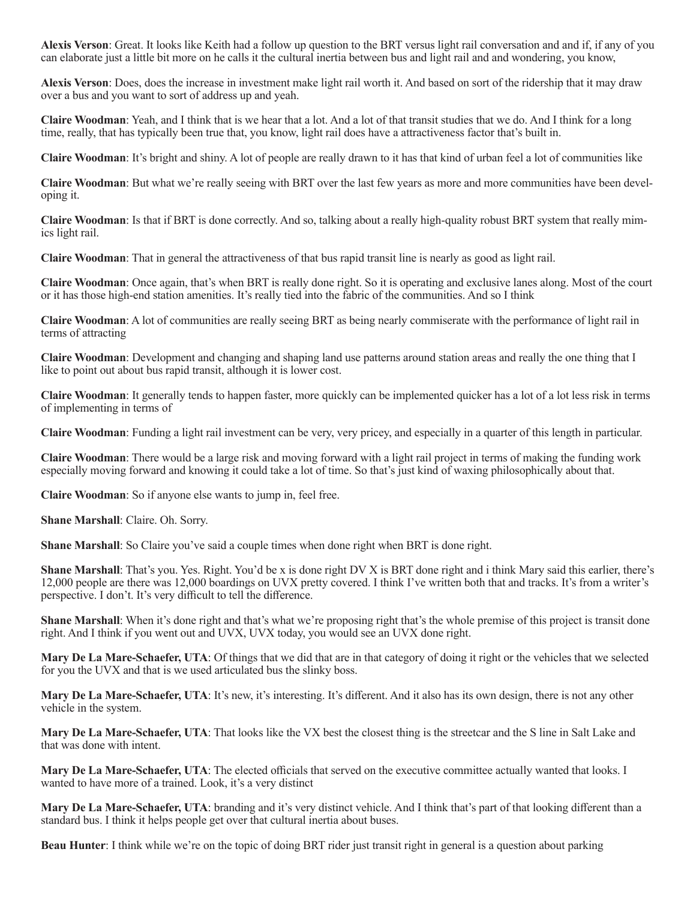**Alexis Verson**: Great. It looks like Keith had a follow up question to the BRT versus light rail conversation and and if, if any of you can elaborate just a little bit more on he calls it the cultural inertia between bus and light rail and and wondering, you know,

**Alexis Verson**: Does, does the increase in investment make light rail worth it. And based on sort of the ridership that it may draw over a bus and you want to sort of address up and yeah.

**Claire Woodman**: Yeah, and I think that is we hear that a lot. And a lot of that transit studies that we do. And I think for a long time, really, that has typically been true that, you know, light rail does have a attractiveness factor that's built in.

**Claire Woodman**: It's bright and shiny. A lot of people are really drawn to it has that kind of urban feel a lot of communities like

**Claire Woodman**: But what we're really seeing with BRT over the last few years as more and more communities have been developing it.

**Claire Woodman**: Is that if BRT is done correctly. And so, talking about a really high-quality robust BRT system that really mimics light rail.

**Claire Woodman**: That in general the attractiveness of that bus rapid transit line is nearly as good as light rail.

**Claire Woodman**: Once again, that's when BRT is really done right. So it is operating and exclusive lanes along. Most of the court or it has those high-end station amenities. It's really tied into the fabric of the communities. And so I think

**Claire Woodman**: A lot of communities are really seeing BRT as being nearly commiserate with the performance of light rail in terms of attracting

**Claire Woodman**: Development and changing and shaping land use patterns around station areas and really the one thing that I like to point out about bus rapid transit, although it is lower cost.

**Claire Woodman**: It generally tends to happen faster, more quickly can be implemented quicker has a lot of a lot less risk in terms of implementing in terms of

**Claire Woodman**: Funding a light rail investment can be very, very pricey, and especially in a quarter of this length in particular.

**Claire Woodman**: There would be a large risk and moving forward with a light rail project in terms of making the funding work especially moving forward and knowing it could take a lot of time. So that's just kind of waxing philosophically about that.

**Claire Woodman**: So if anyone else wants to jump in, feel free.

**Shane Marshall**: Claire. Oh. Sorry.

**Shane Marshall**: So Claire you've said a couple times when done right when BRT is done right.

**Shane Marshall**: That's you. Yes. Right. You'd be x is done right DV X is BRT done right and i think Mary said this earlier, there's 12,000 people are there was 12,000 boardings on UVX pretty covered. I think I've written both that and tracks. It's from a writer's perspective. I don't. It's very difficult to tell the difference.

**Shane Marshall**: When it's done right and that's what we're proposing right that's the whole premise of this project is transit done right. And I think if you went out and UVX, UVX today, you would see an UVX done right.

**Mary De La Mare-Schaefer, UTA**: Of things that we did that are in that category of doing it right or the vehicles that we selected for you the UVX and that is we used articulated bus the slinky boss.

**Mary De La Mare-Schaefer, UTA**: It's new, it's interesting. It's different. And it also has its own design, there is not any other vehicle in the system.

**Mary De La Mare-Schaefer, UTA**: That looks like the VX best the closest thing is the streetcar and the S line in Salt Lake and that was done with intent.

**Mary De La Mare-Schaefer, UTA**: The elected officials that served on the executive committee actually wanted that looks. I wanted to have more of a trained. Look, it's a very distinct

**Mary De La Mare-Schaefer, UTA**: branding and it's very distinct vehicle. And I think that's part of that looking different than a standard bus. I think it helps people get over that cultural inertia about buses.

**Beau Hunter**: I think while we're on the topic of doing BRT rider just transit right in general is a question about parking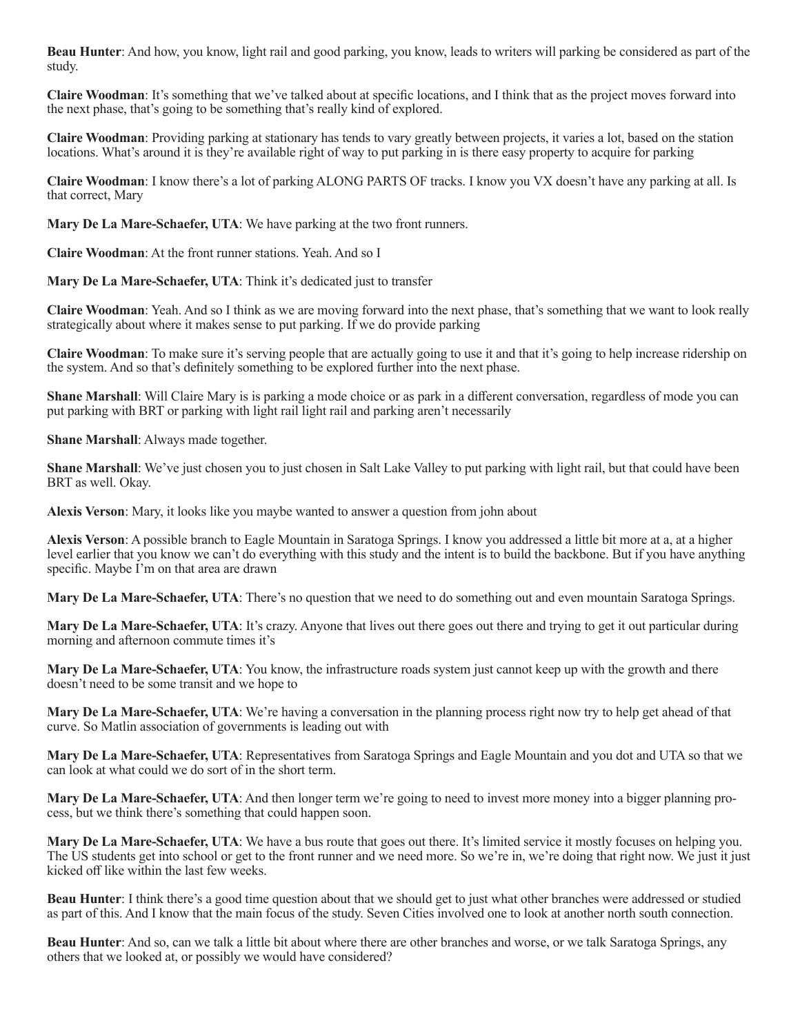**Beau Hunter**: And how, you know, light rail and good parking, you know, leads to writers will parking be considered as part of the study.

**Claire Woodman**: It's something that we've talked about at specific locations, and I think that as the project moves forward into the next phase, that's going to be something that's really kind of explored.

**Claire Woodman**: Providing parking at stationary has tends to vary greatly between projects, it varies a lot, based on the station locations. What's around it is they're available right of way to put parking in is there easy property to acquire for parking

**Claire Woodman**: I know there's a lot of parking ALONG PARTS OF tracks. I know you VX doesn't have any parking at all. Is that correct, Mary

**Mary De La Mare-Schaefer, UTA**: We have parking at the two front runners.

**Claire Woodman**: At the front runner stations. Yeah. And so I

**Mary De La Mare-Schaefer, UTA**: Think it's dedicated just to transfer

**Claire Woodman**: Yeah. And so I think as we are moving forward into the next phase, that's something that we want to look really strategically about where it makes sense to put parking. If we do provide parking

**Claire Woodman**: To make sure it's serving people that are actually going to use it and that it's going to help increase ridership on the system. And so that's definitely something to be explored further into the next phase.

**Shane Marshall**: Will Claire Mary is is parking a mode choice or as park in a different conversation, regardless of mode you can put parking with BRT or parking with light rail light rail and parking aren't necessarily

**Shane Marshall**: Always made together.

**Shane Marshall**: We've just chosen you to just chosen in Salt Lake Valley to put parking with light rail, but that could have been BRT as well. Okay.

**Alexis Verson**: Mary, it looks like you maybe wanted to answer a question from john about

**Alexis Verson**: A possible branch to Eagle Mountain in Saratoga Springs. I know you addressed a little bit more at a, at a higher level earlier that you know we can't do everything with this study and the intent is to build the backbone. But if you have anything specific. Maybe I'm on that area are drawn

**Mary De La Mare-Schaefer, UTA**: There's no question that we need to do something out and even mountain Saratoga Springs.

**Mary De La Mare-Schaefer, UTA**: It's crazy. Anyone that lives out there goes out there and trying to get it out particular during morning and afternoon commute times it's

**Mary De La Mare-Schaefer, UTA**: You know, the infrastructure roads system just cannot keep up with the growth and there doesn't need to be some transit and we hope to

**Mary De La Mare-Schaefer, UTA**: We're having a conversation in the planning process right now try to help get ahead of that curve. So Matlin association of governments is leading out with

**Mary De La Mare-Schaefer, UTA**: Representatives from Saratoga Springs and Eagle Mountain and you dot and UTA so that we can look at what could we do sort of in the short term.

**Mary De La Mare-Schaefer, UTA**: And then longer term we're going to need to invest more money into a bigger planning process, but we think there's something that could happen soon.

**Mary De La Mare-Schaefer, UTA**: We have a bus route that goes out there. It's limited service it mostly focuses on helping you. The US students get into school or get to the front runner and we need more. So we're in, we're doing that right now. We just it just kicked off like within the last few weeks.

**Beau Hunter**: I think there's a good time question about that we should get to just what other branches were addressed or studied as part of this. And I know that the main focus of the study. Seven Cities involved one to look at another north south connection.

**Beau Hunter**: And so, can we talk a little bit about where there are other branches and worse, or we talk Saratoga Springs, any others that we looked at, or possibly we would have considered?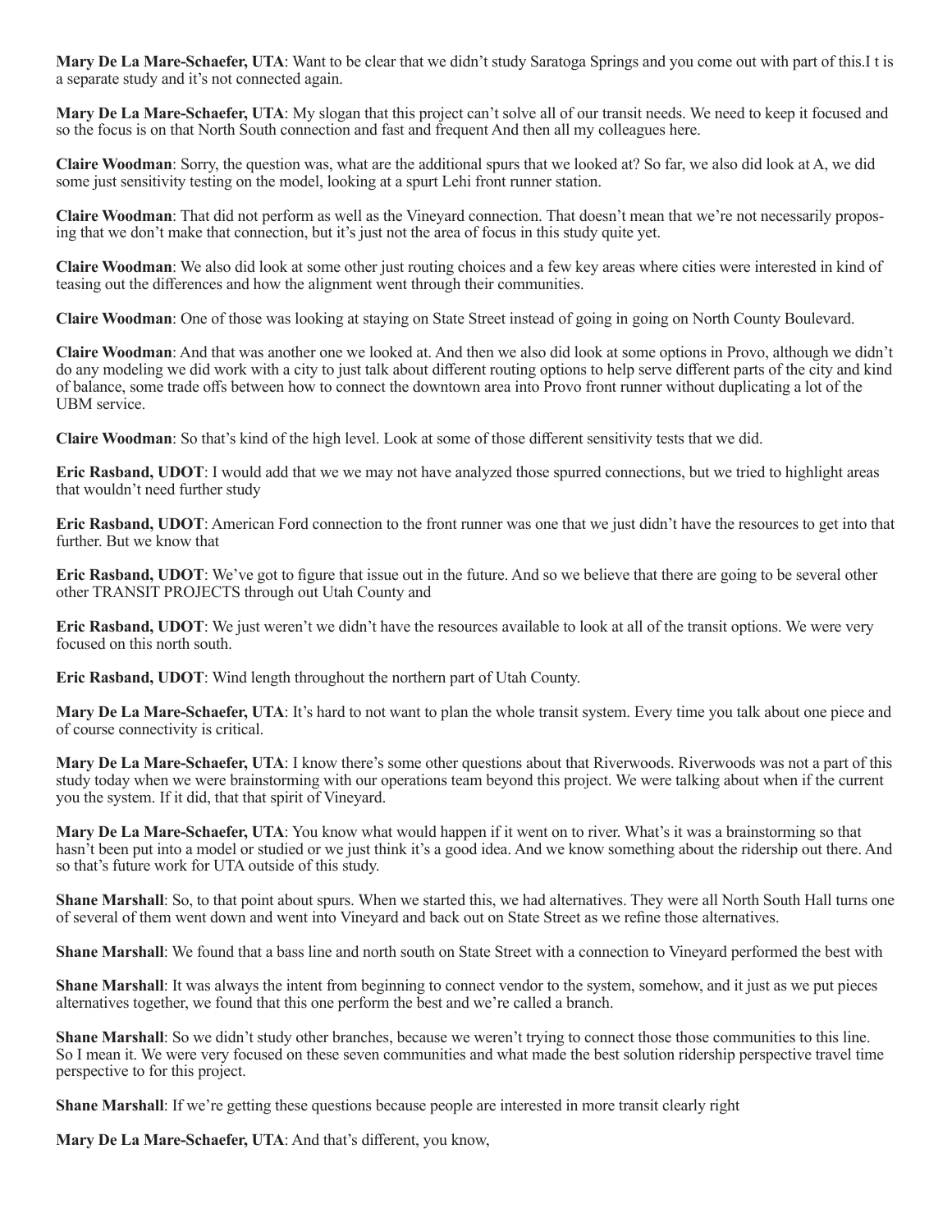**Mary De La Mare-Schaefer, UTA**: Want to be clear that we didn't study Saratoga Springs and you come out with part of this.I t is a separate study and it's not connected again.

**Mary De La Mare-Schaefer, UTA**: My slogan that this project can't solve all of our transit needs. We need to keep it focused and so the focus is on that North South connection and fast and frequent And then all my colleagues here.

**Claire Woodman**: Sorry, the question was, what are the additional spurs that we looked at? So far, we also did look at A, we did some just sensitivity testing on the model, looking at a spurt Lehi front runner station.

**Claire Woodman**: That did not perform as well as the Vineyard connection. That doesn't mean that we're not necessarily proposing that we don't make that connection, but it's just not the area of focus in this study quite yet.

**Claire Woodman**: We also did look at some other just routing choices and a few key areas where cities were interested in kind of teasing out the differences and how the alignment went through their communities.

**Claire Woodman**: One of those was looking at staying on State Street instead of going in going on North County Boulevard.

**Claire Woodman**: And that was another one we looked at. And then we also did look at some options in Provo, although we didn't do any modeling we did work with a city to just talk about different routing options to help serve different parts of the city and kind of balance, some trade offs between how to connect the downtown area into Provo front runner without duplicating a lot of the UBM service.

**Claire Woodman**: So that's kind of the high level. Look at some of those different sensitivity tests that we did.

**Eric Rasband, UDOT**: I would add that we we may not have analyzed those spurred connections, but we tried to highlight areas that wouldn't need further study

**Eric Rasband, UDOT**: American Ford connection to the front runner was one that we just didn't have the resources to get into that further. But we know that

**Eric Rasband, UDOT**: We've got to figure that issue out in the future. And so we believe that there are going to be several other other TRANSIT PROJECTS through out Utah County and

**Eric Rasband, UDOT**: We just weren't we didn't have the resources available to look at all of the transit options. We were very focused on this north south.

**Eric Rasband, UDOT**: Wind length throughout the northern part of Utah County.

**Mary De La Mare-Schaefer, UTA**: It's hard to not want to plan the whole transit system. Every time you talk about one piece and of course connectivity is critical.

**Mary De La Mare-Schaefer, UTA**: I know there's some other questions about that Riverwoods. Riverwoods was not a part of this study today when we were brainstorming with our operations team beyond this project. We were talking about when if the current you the system. If it did, that that spirit of Vineyard.

**Mary De La Mare-Schaefer, UTA**: You know what would happen if it went on to river. What's it was a brainstorming so that hasn't been put into a model or studied or we just think it's a good idea. And we know something about the ridership out there. And so that's future work for UTA outside of this study.

**Shane Marshall**: So, to that point about spurs. When we started this, we had alternatives. They were all North South Hall turns one of several of them went down and went into Vineyard and back out on State Street as we refine those alternatives.

**Shane Marshall**: We found that a bass line and north south on State Street with a connection to Vineyard performed the best with

**Shane Marshall**: It was always the intent from beginning to connect vendor to the system, somehow, and it just as we put pieces alternatives together, we found that this one perform the best and we're called a branch.

**Shane Marshall**: So we didn't study other branches, because we weren't trying to connect those those communities to this line. So I mean it. We were very focused on these seven communities and what made the best solution ridership perspective travel time perspective to for this project.

**Shane Marshall**: If we're getting these questions because people are interested in more transit clearly right

**Mary De La Mare-Schaefer, UTA**: And that's different, you know,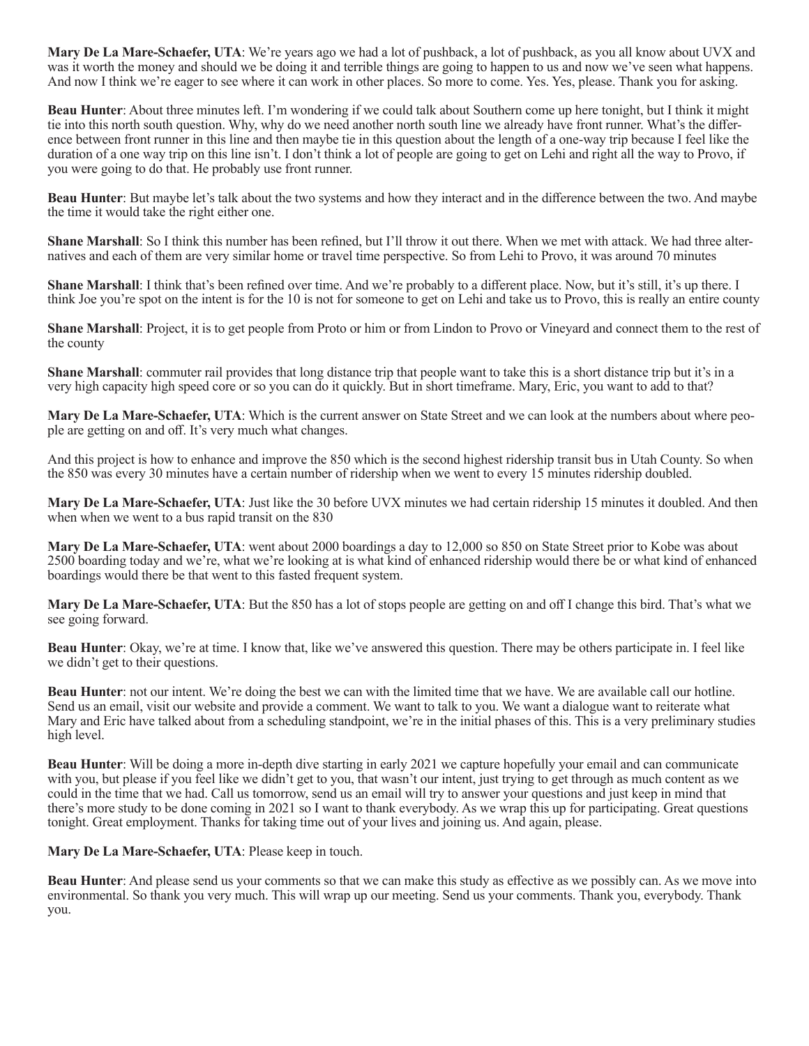**Mary De La Mare-Schaefer, UTA**: We're years ago we had a lot of pushback, a lot of pushback, as you all know about UVX and was it worth the money and should we be doing it and terrible things are going to happen to us and now we've seen what happens. And now I think we're eager to see where it can work in other places. So more to come. Yes. Yes, please. Thank you for asking.

**Beau Hunter**: About three minutes left. I'm wondering if we could talk about Southern come up here tonight, but I think it might tie into this north south question. Why, why do we need another north south line we already have front runner. What's the difference between front runner in this line and then maybe tie in this question about the length of a one-way trip because I feel like the duration of a one way trip on this line isn't. I don't think a lot of people are going to get on Lehi and right all the way to Provo, if you were going to do that. He probably use front runner.

**Beau Hunter**: But maybe let's talk about the two systems and how they interact and in the difference between the two. And maybe the time it would take the right either one.

**Shane Marshall**: So I think this number has been refined, but I'll throw it out there. When we met with attack. We had three alternatives and each of them are very similar home or travel time perspective. So from Lehi to Provo, it was around 70 minutes

**Shane Marshall**: I think that's been refined over time. And we're probably to a different place. Now, but it's still, it's up there. I think Joe you're spot on the intent is for the 10 is not for someone to get on Lehi and take us to Provo, this is really an entire county

**Shane Marshall**: Project, it is to get people from Proto or him or from Lindon to Provo or Vineyard and connect them to the rest of the county

**Shane Marshall**: commuter rail provides that long distance trip that people want to take this is a short distance trip but it's in a very high capacity high speed core or so you can do it quickly. But in short timeframe. Mary, Eric, you want to add to that?

**Mary De La Mare-Schaefer, UTA**: Which is the current answer on State Street and we can look at the numbers about where people are getting on and off. It's very much what changes.

And this project is how to enhance and improve the 850 which is the second highest ridership transit bus in Utah County. So when the 850 was every 30 minutes have a certain number of ridership when we went to every 15 minutes ridership doubled.

**Mary De La Mare-Schaefer, UTA**: Just like the 30 before UVX minutes we had certain ridership 15 minutes it doubled. And then when when we went to a bus rapid transit on the 830

**Mary De La Mare-Schaefer, UTA**: went about 2000 boardings a day to 12,000 so 850 on State Street prior to Kobe was about 2500 boarding today and we're, what we're looking at is what kind of enhanced ridership would there be or what kind of enhanced boardings would there be that went to this fasted frequent system.

**Mary De La Mare-Schaefer, UTA**: But the 850 has a lot of stops people are getting on and off I change this bird. That's what we see going forward.

**Beau Hunter**: Okay, we're at time. I know that, like we've answered this question. There may be others participate in. I feel like we didn't get to their questions.

**Beau Hunter**: not our intent. We're doing the best we can with the limited time that we have. We are available call our hotline. Send us an email, visit our website and provide a comment. We want to talk to you. We want a dialogue want to reiterate what Mary and Eric have talked about from a scheduling standpoint, we're in the initial phases of this. This is a very preliminary studies high level.

**Beau Hunter**: Will be doing a more in-depth dive starting in early 2021 we capture hopefully your email and can communicate with you, but please if you feel like we didn't get to you, that wasn't our intent, just trying to get through as much content as we could in the time that we had. Call us tomorrow, send us an email will try to answer your questions and just keep in mind that there's more study to be done coming in 2021 so I want to thank everybody. As we wrap this up for participating. Great questions tonight. Great employment. Thanks for taking time out of your lives and joining us. And again, please.

**Mary De La Mare-Schaefer, UTA**: Please keep in touch.

**Beau Hunter**: And please send us your comments so that we can make this study as effective as we possibly can. As we move into environmental. So thank you very much. This will wrap up our meeting. Send us your comments. Thank you, everybody. Thank you.